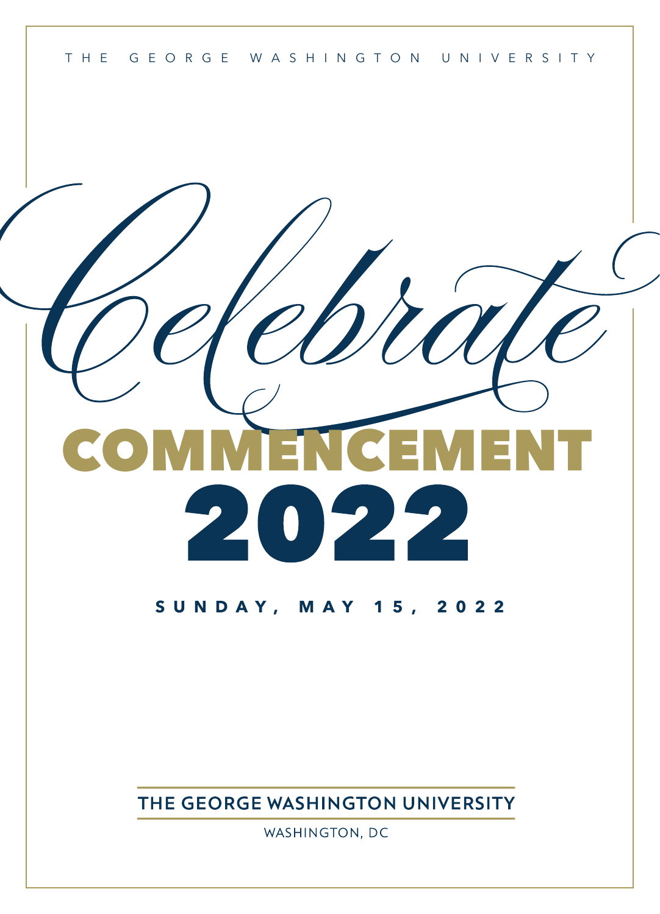THE GEORGE WASHINGTON UNIVERSITY

# *Celebrate*

# COMMENCEMENT 2022

**SUNDAY, MAY 15, 2022**

THE GEORGE WASHINGTON UNIVERSITY

WASHINGTON, DC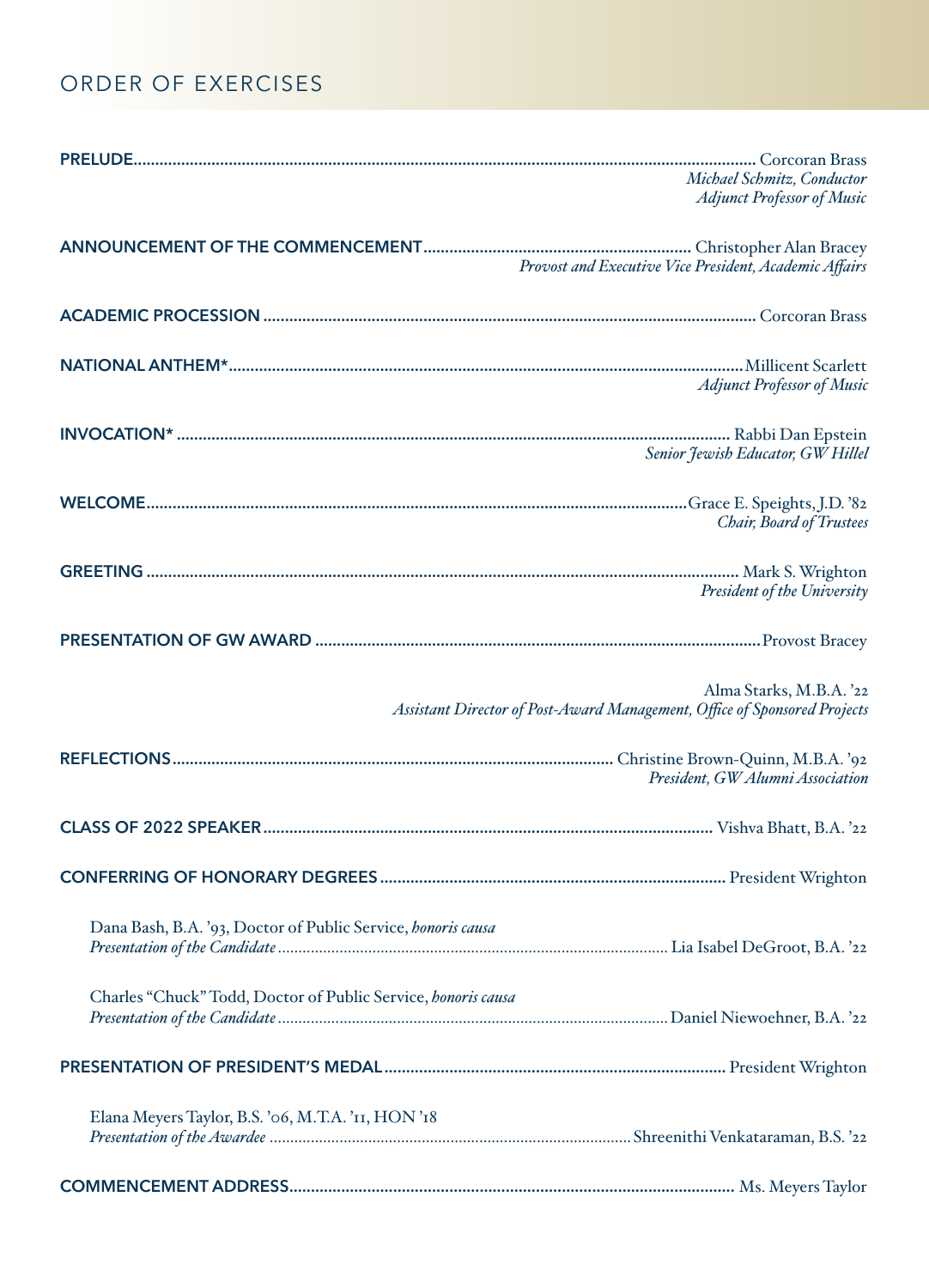# ORDER OF EXERCISES

**PRELUDE** ........ Corcoran Brass
*Michael Schmitz, Conductor*
*Adjunct Professor of Music*

**ANNOUNCEMENT OF THE COMMENCEMENT** ........ Christopher Alan Bracey
*Provost and Executive Vice President, Academic Affairs*

**ACADEMIC PROCESSION** ........ Corcoran Brass

**NATIONAL ANTHEM*** ........ Millicent Scarlett
*Adjunct Professor of Music*

**INVOCATION*** ........ Rabbi Dan Epstein
*Senior Jewish Educator, GW Hillel*

**WELCOME** ........ Grace E. Speights, J.D. '82
*Chair, Board of Trustees*

**GREETING** ........ Mark S. Wrighton
*President of the University*

**PRESENTATION OF GW AWARD** ........ Provost Bracey

Alma Starks, M.B.A. '22
*Assistant Director of Post-Award Management, Office of Sponsored Projects*

**REFLECTIONS** ........ Christine Brown-Quinn, M.B.A. '92
*President, GW Alumni Association*

**CLASS OF 2022 SPEAKER** ........ Vishva Bhatt, B.A. '22

**CONFERRING OF HONORARY DEGREES** ........ President Wrighton

Dana Bash, B.A. '93, Doctor of Public Service, *honoris causa*
*Presentation of the Candidate* ........ Lia Isabel DeGroot, B.A. '22

Charles "Chuck" Todd, Doctor of Public Service, *honoris causa*
*Presentation of the Candidate* ........ Daniel Niewoehner, B.A. '22

**PRESENTATION OF PRESIDENT'S MEDAL** ........ President Wrighton

Elana Meyers Taylor, B.S. '06, M.T.A. '11, HON '18
*Presentation of the Awardee* ........ Shreenithi Venkataraman, B.S. '22

**COMMENCEMENT ADDRESS** ........ Ms. Meyers Taylor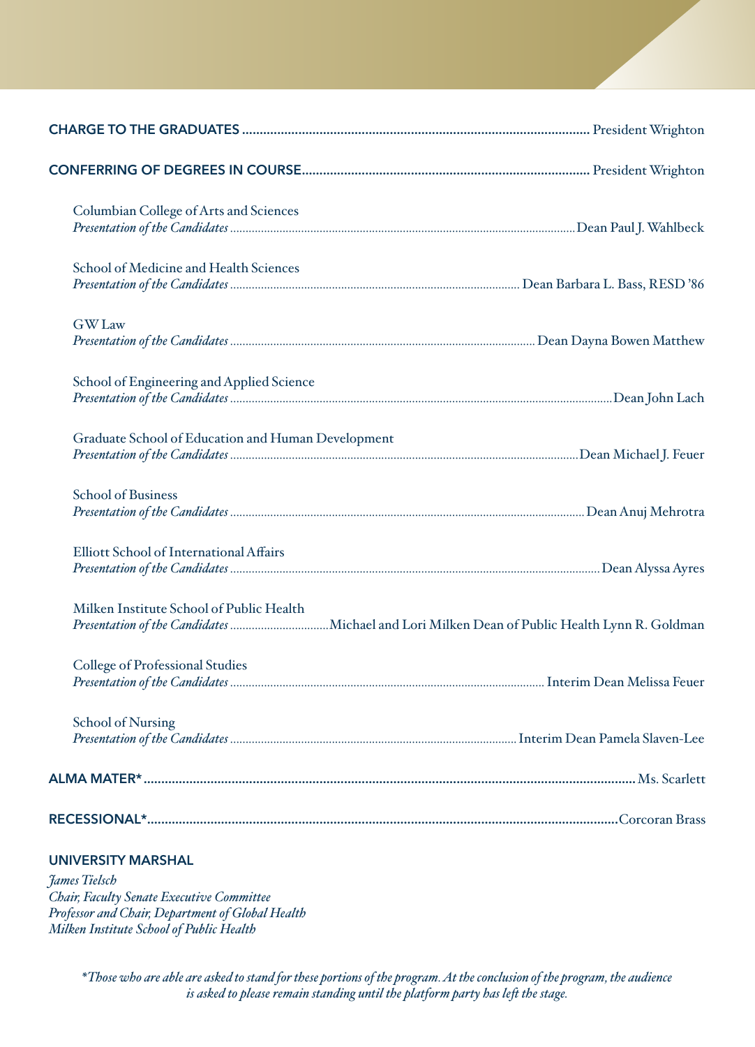**CHARGE TO THE GRADUATES** .................................................................................................. President Wrighton

**CONFERRING OF DEGREES IN COURSE** .................................................................................. President Wrighton

Columbian College of Arts and Sciences
*Presentation of the Candidates* .................................................................................................. Dean Paul J. Wahlbeck

School of Medicine and Health Sciences
*Presentation of the Candidates* .................................................................................................. Dean Barbara L. Bass, RESD ’86

GW Law
*Presentation of the Candidates* .................................................................................................. Dean Dayna Bowen Matthew

School of Engineering and Applied Science
*Presentation of the Candidates* .................................................................................................. Dean John Lach

Graduate School of Education and Human Development
*Presentation of the Candidates* .................................................................................................. Dean Michael J. Feuer

School of Business
*Presentation of the Candidates* .................................................................................................. Dean Anuj Mehrotra

Elliott School of International Affairs
*Presentation of the Candidates* .................................................................................................. Dean Alyssa Ayres

Milken Institute School of Public Health
*Presentation of the Candidates* ................................ Michael and Lori Milken Dean of Public Health Lynn R. Goldman

College of Professional Studies
*Presentation of the Candidates* .................................................................................................. Interim Dean Melissa Feuer

School of Nursing
*Presentation of the Candidates* .................................................................................................. Interim Dean Pamela Slaven-Lee

**ALMA MATER*** .................................................................................................. Ms. Scarlett

**RECESSIONAL*** .................................................................................................. Corcoran Brass

**UNIVERSITY MARSHAL**

*James Tielsch*
*Chair, Faculty Senate Executive Committee*
*Professor and Chair, Department of Global Health*
*Milken Institute School of Public Health*

**Those who are able are asked to stand for these portions of the program. At the conclusion of the program, the audience is asked to please remain standing until the platform party has left the stage.*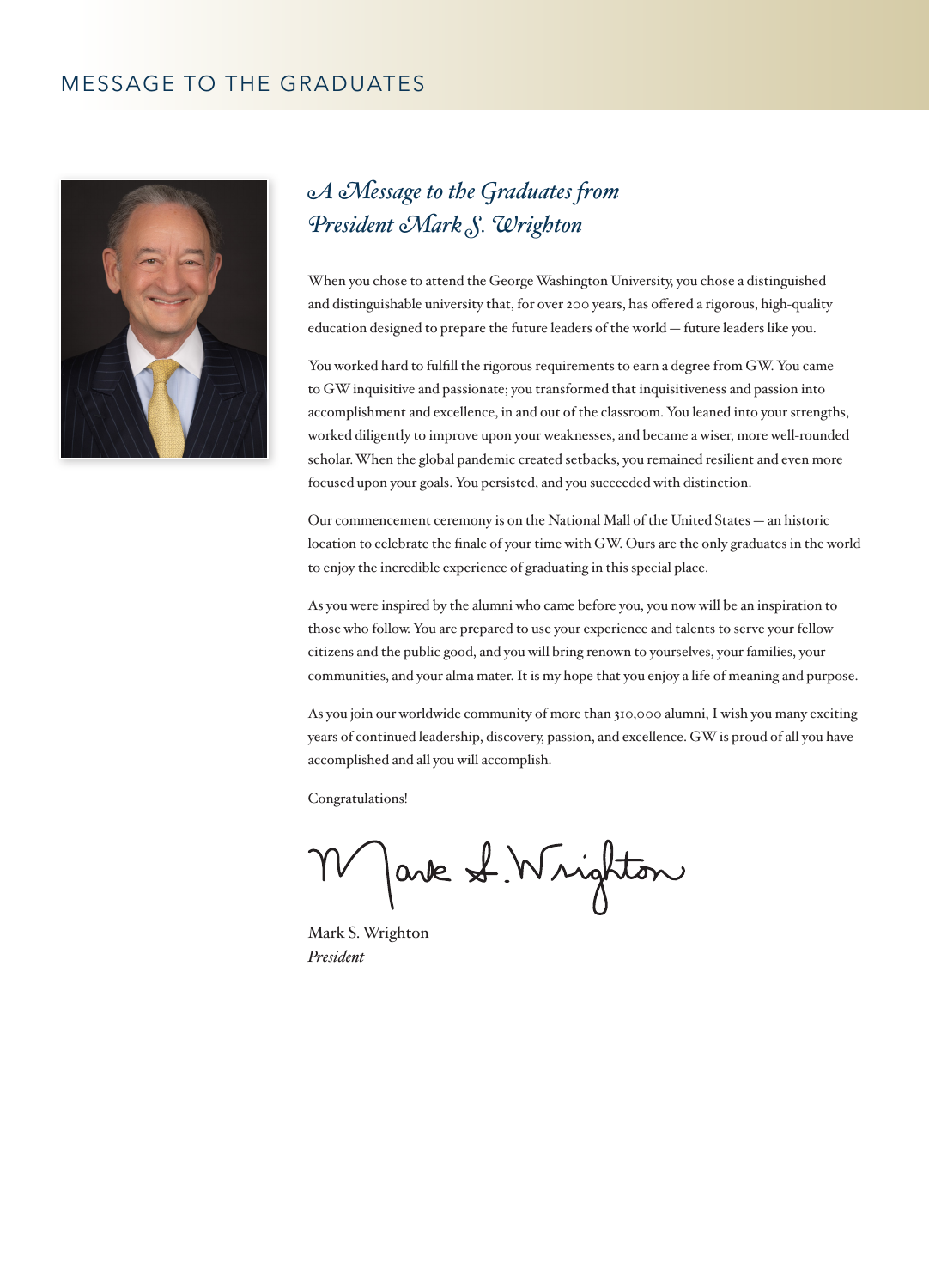# MESSAGE TO THE GRADUATES

## *A Message to the Graduates from President Mark S. Wrighton*

When you chose to attend the George Washington University, you chose a distinguished and distinguishable university that, for over 200 years, has offered a rigorous, high-quality education designed to prepare the future leaders of the world — future leaders like you.

You worked hard to fulfill the rigorous requirements to earn a degree from GW. You came to GW inquisitive and passionate; you transformed that inquisitiveness and passion into accomplishment and excellence, in and out of the classroom. You leaned into your strengths, worked diligently to improve upon your weaknesses, and became a wiser, more well-rounded scholar. When the global pandemic created setbacks, you remained resilient and even more focused upon your goals. You persisted, and you succeeded with distinction.

Our commencement ceremony is on the National Mall of the United States — an historic location to celebrate the finale of your time with GW. Ours are the only graduates in the world to enjoy the incredible experience of graduating in this special place.

As you were inspired by the alumni who came before you, you now will be an inspiration to those who follow. You are prepared to use your experience and talents to serve your fellow citizens and the public good, and you will bring renown to yourselves, your families, your communities, and your alma mater. It is my hope that you enjoy a life of meaning and purpose.

As you join our worldwide community of more than 310,000 alumni, I wish you many exciting years of continued leadership, discovery, passion, and excellence. GW is proud of all you have accomplished and all you will accomplish.

Congratulations!

Mark S. Wrighton
*President*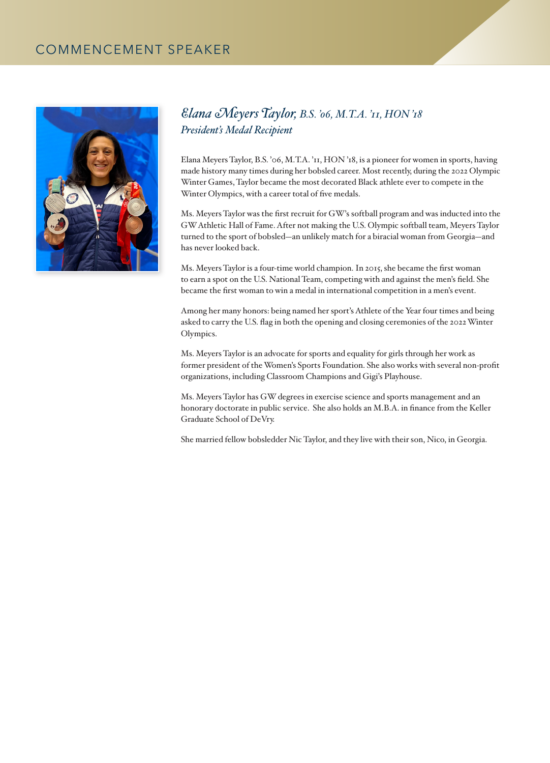# COMMENCEMENT SPEAKER

## *Elana Meyers Taylor, B.S. '06, M.T.A. '11, HON '18*

*President's Medal Recipient*

Elana Meyers Taylor, B.S. '06, M.T.A. '11, HON '18, is a pioneer for women in sports, having made history many times during her bobsled career. Most recently, during the 2022 Olympic Winter Games, Taylor became the most decorated Black athlete ever to compete in the Winter Olympics, with a career total of five medals.

Ms. Meyers Taylor was the first recruit for GW's softball program and was inducted into the GW Athletic Hall of Fame. After not making the U.S. Olympic softball team, Meyers Taylor turned to the sport of bobsled—an unlikely match for a biracial woman from Georgia—and has never looked back.

Ms. Meyers Taylor is a four-time world champion. In 2015, she became the first woman to earn a spot on the U.S. National Team, competing with and against the men's field. She became the first woman to win a medal in international competition in a men's event.

Among her many honors: being named her sport's Athlete of the Year four times and being asked to carry the U.S. flag in both the opening and closing ceremonies of the 2022 Winter Olympics.

Ms. Meyers Taylor is an advocate for sports and equality for girls through her work as former president of the Women's Sports Foundation. She also works with several non-profit organizations, including Classroom Champions and Gigi's Playhouse.

Ms. Meyers Taylor has GW degrees in exercise science and sports management and an honorary doctorate in public service. She also holds an M.B.A. in finance from the Keller Graduate School of DeVry.

She married fellow bobsledder Nic Taylor, and they live with their son, Nico, in Georgia.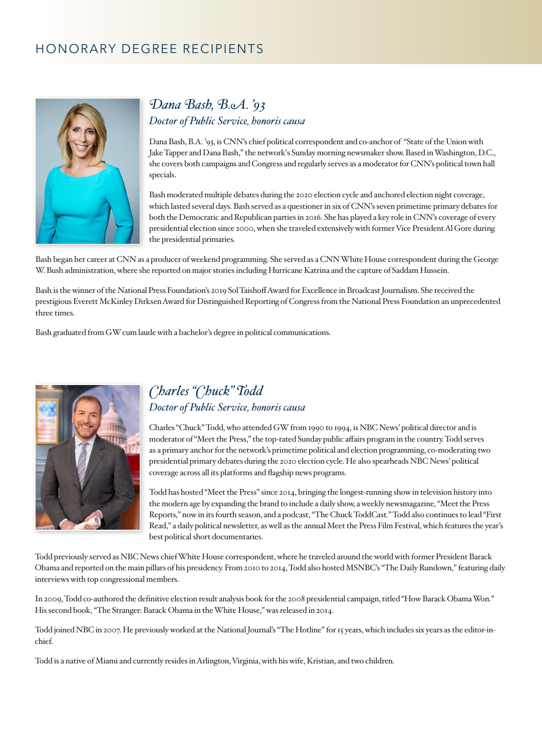# HONORARY DEGREE RECIPIENTS

## *Dana Bash, B.A. '93*

*Doctor of Public Service, honoris causa*

Dana Bash, B.A. '93, is CNN's chief political correspondent and co-anchor of "State of the Union with Jake Tapper and Dana Bash," the network's Sunday morning newsmaker show. Based in Washington, D.C., she covers both campaigns and Congress and regularly serves as a moderator for CNN's political town hall specials.

Bash moderated multiple debates during the 2020 election cycle and anchored election night coverage, which lasted several days. Bash served as a questioner in six of CNN's seven primetime primary debates for both the Democratic and Republican parties in 2016. She has played a key role in CNN's coverage of every presidential election since 2000, when she traveled extensively with former Vice President Al Gore during the presidential primaries.

Bash began her career at CNN as a producer of weekend programming. She served as a CNN White House correspondent during the George W. Bush administration, where she reported on major stories including Hurricane Katrina and the capture of Saddam Hussein.

Bash is the winner of the National Press Foundation's 2019 Sol Taishoff Award for Excellence in Broadcast Journalism. She received the prestigious Everett McKinley Dirksen Award for Distinguished Reporting of Congress from the National Press Foundation an unprecedented three times.

Bash graduated from GW cum laude with a bachelor's degree in political communications.

## *Charles "Chuck" Todd*

*Doctor of Public Service, honoris causa*

Charles "Chuck" Todd, who attended GW from 1990 to 1994, is NBC News' political director and is moderator of "Meet the Press," the top-rated Sunday public affairs program in the country. Todd serves as a primary anchor for the network's primetime political and election programming, co-moderating two presidential primary debates during the 2020 election cycle. He also spearheads NBC News' political coverage across all its platforms and flagship news programs.

Todd has hosted "Meet the Press" since 2014, bringing the longest-running show in television history into the modern age by expanding the brand to include a daily show, a weekly newsmagazine, "Meet the Press Reports," now in its fourth season, and a podcast, "The Chuck ToddCast." Todd also continues to lead "First Read," a daily political newsletter, as well as the annual Meet the Press Film Festival, which features the year's best political short documentaries.

Todd previously served as NBC News chief White House correspondent, where he traveled around the world with former President Barack Obama and reported on the main pillars of his presidency. From 2010 to 2014, Todd also hosted MSNBC's "The Daily Rundown," featuring daily interviews with top congressional members.

In 2009, Todd co-authored the definitive election result analysis book for the 2008 presidential campaign, titled "How Barack Obama Won." His second book, "The Stranger: Barack Obama in the White House," was released in 2014.

Todd joined NBC in 2007. He previously worked at the National Journal's "The Hotline" for 15 years, which includes six years as the editor-in-chief.

Todd is a native of Miami and currently resides in Arlington, Virginia, with his wife, Kristian, and two children.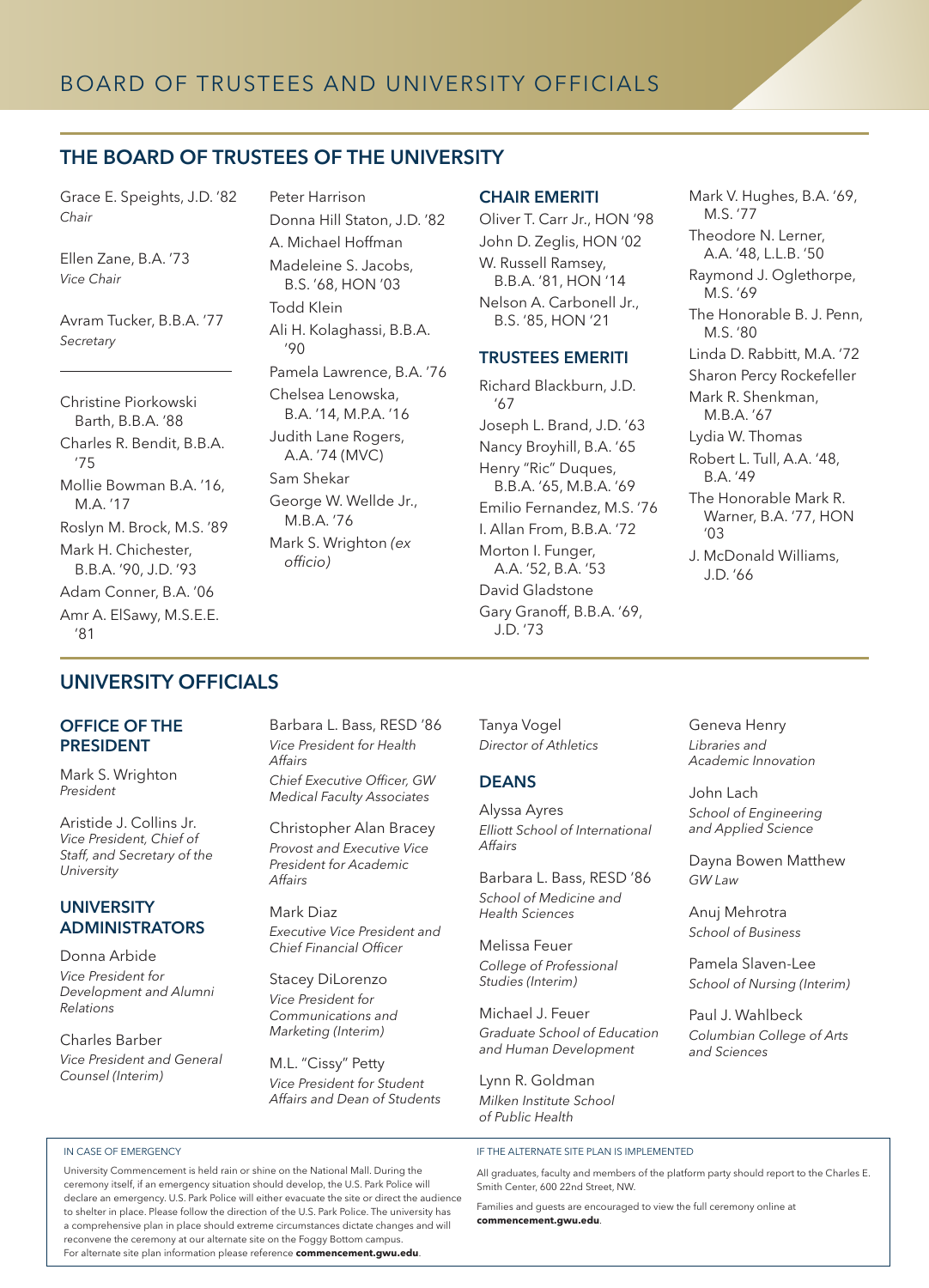# BOARD OF TRUSTEES AND UNIVERSITY OFFICIALS

## THE BOARD OF TRUSTEES OF THE UNIVERSITY

Grace E. Speights, J.D. '82
*Chair*

Ellen Zane, B.A. '73
*Vice Chair*

Avram Tucker, B.B.A. '77
*Secretary*

---

Christine Piorkowski Barth, B.B.A. '88
Charles R. Bendit, B.B.A. '75
Mollie Bowman B.A. '16, M.A. '17
Roslyn M. Brock, M.S. '89
Mark H. Chichester, B.B.A. '90, J.D. '93
Adam Conner, B.A. '06
Amr A. ElSawy, M.S.E.E. '81
Peter Harrison
Donna Hill Staton, J.D. '82
A. Michael Hoffman
Madeleine S. Jacobs, B.S. '68, HON '03
Todd Klein
Ali H. Kolaghassi, B.B.A. '90
Pamela Lawrence, B.A. '76
Chelsea Lenowska, B.A. '14, M.P.A. '16
Judith Lane Rogers, A.A. '74 (MVC)
Sam Shekar
George W. Wellde Jr., M.B.A. '76
Mark S. Wrighton *(ex officio)*

### CHAIR EMERITI

Oliver T. Carr Jr., HON '98
John D. Zeglis, HON '02
W. Russell Ramsey, B.B.A. '81, HON '14
Nelson A. Carbonell Jr., B.S. '85, HON '21

### TRUSTEES EMERITI

Richard Blackburn, J.D. '67
Joseph L. Brand, J.D. '63
Nancy Broyhill, B.A. '65
Henry "Ric" Duques, B.B.A. '65, M.B.A. '69
Emilio Fernandez, M.S. '76
I. Allan From, B.B.A. '72
Morton I. Funger, A.A. '52, B.A. '53
David Gladstone
Gary Granoff, B.B.A. '69, J.D. '73
Mark V. Hughes, B.A. '69, M.S. '77
Theodore N. Lerner, A.A. '48, L.L.B. '50
Raymond J. Oglethorpe, M.S. '69
The Honorable B. J. Penn, M.S. '80
Linda D. Rabbitt, M.A. '72
Sharon Percy Rockefeller
Mark R. Shenkman, M.B.A. '67
Lydia W. Thomas
Robert L. Tull, A.A. '48, B.A. '49
The Honorable Mark R. Warner, B.A. '77, HON '03
J. McDonald Williams, J.D. '66

## UNIVERSITY OFFICIALS

### OFFICE OF THE PRESIDENT

Mark S. Wrighton
*President*

Aristide J. Collins Jr.
*Vice President, Chief of Staff, and Secretary of the University*

### UNIVERSITY ADMINISTRATORS

Donna Arbide
*Vice President for Development and Alumni Relations*

Charles Barber
*Vice President and General Counsel (Interim)*

Barbara L. Bass, RESD '86
*Vice President for Health Affairs*
*Chief Executive Officer, GW Medical Faculty Associates*

Christopher Alan Bracey
*Provost and Executive Vice President for Academic Affairs*

Mark Diaz
*Executive Vice President and Chief Financial Officer*

Stacey DiLorenzo
*Vice President for Communications and Marketing (Interim)*

M.L. "Cissy" Petty
*Vice President for Student Affairs and Dean of Students*

Tanya Vogel
*Director of Athletics*

### DEANS

Alyssa Ayres
*Elliott School of International Affairs*

Barbara L. Bass, RESD '86
*School of Medicine and Health Sciences*

Melissa Feuer
*College of Professional Studies (Interim)*

Michael J. Feuer
*Graduate School of Education and Human Development*

Lynn R. Goldman
*Milken Institute School of Public Health*

Geneva Henry
*Libraries and Academic Innovation*

John Lach
*School of Engineering and Applied Science*

Dayna Bowen Matthew
*GW Law*

Anuj Mehrotra
*School of Business*

Pamela Slaven-Lee
*School of Nursing (Interim)*

Paul J. Wahlbeck
*Columbian College of Arts and Sciences*

---

IN CASE OF EMERGENCY

University Commencement is held rain or shine on the National Mall. During the ceremony itself, if an emergency situation should develop, the U.S. Park Police will declare an emergency. U.S. Park Police will either evacuate the site or direct the audience to shelter in place. Please follow the direction of the U.S. Park Police. The university has a comprehensive plan in place should extreme circumstances dictate changes and will reconvene the ceremony at our alternate site on the Foggy Bottom campus.
For alternate site plan information please reference **commencement.gwu.edu**.

IF THE ALTERNATE SITE PLAN IS IMPLEMENTED

All graduates, faculty and members of the platform party should report to the Charles E. Smith Center, 600 22nd Street, NW.

Families and guests are encouraged to view the full ceremony online at **commencement.gwu.edu**.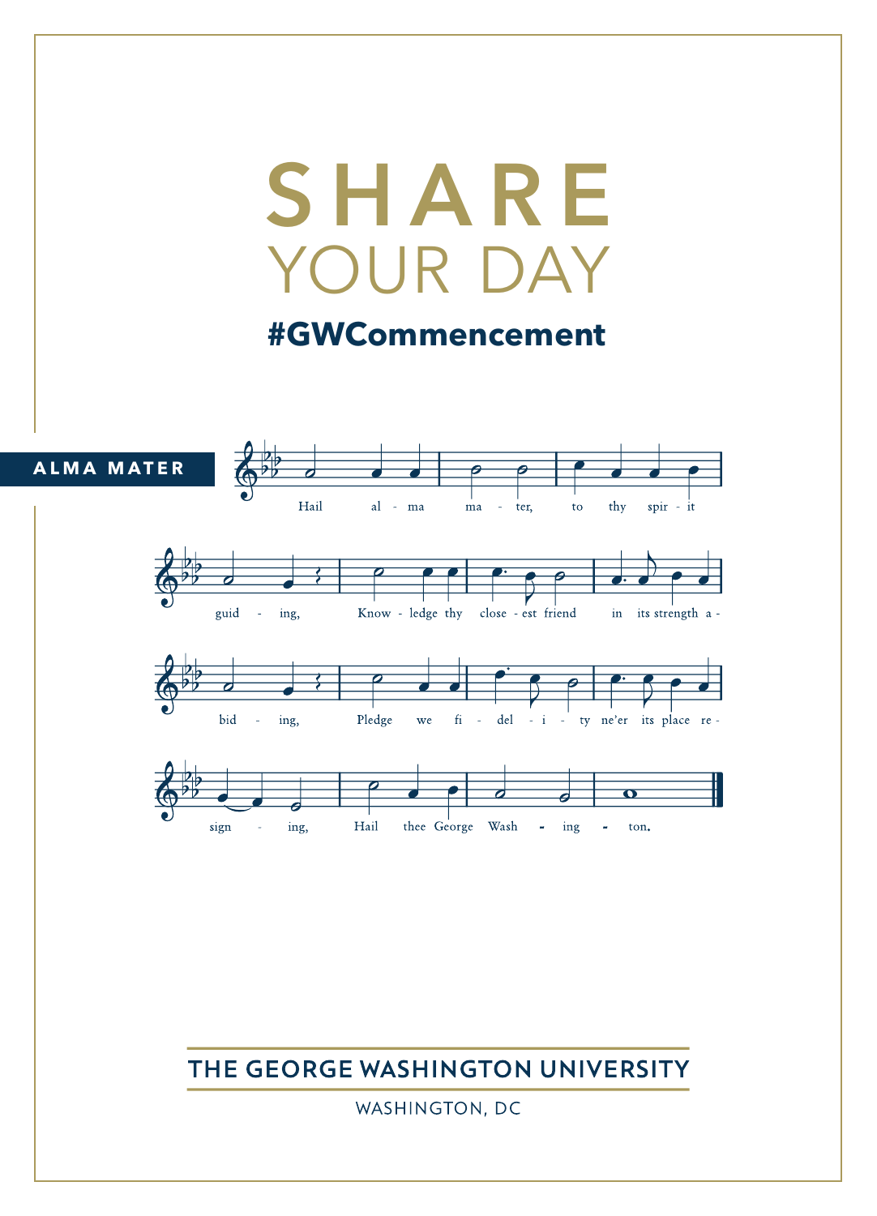# SHARE
## YOUR DAY

**#GWCommencement**

**ALMA MATER**

Hail alma mater, to thy spirit guiding,
Knowledge thy closest friend in its strength abiding,
Pledge we fidelity ne'er its place resigning,
Hail thee George Washington.

THE GEORGE WASHINGTON UNIVERSITY

WASHINGTON, DC